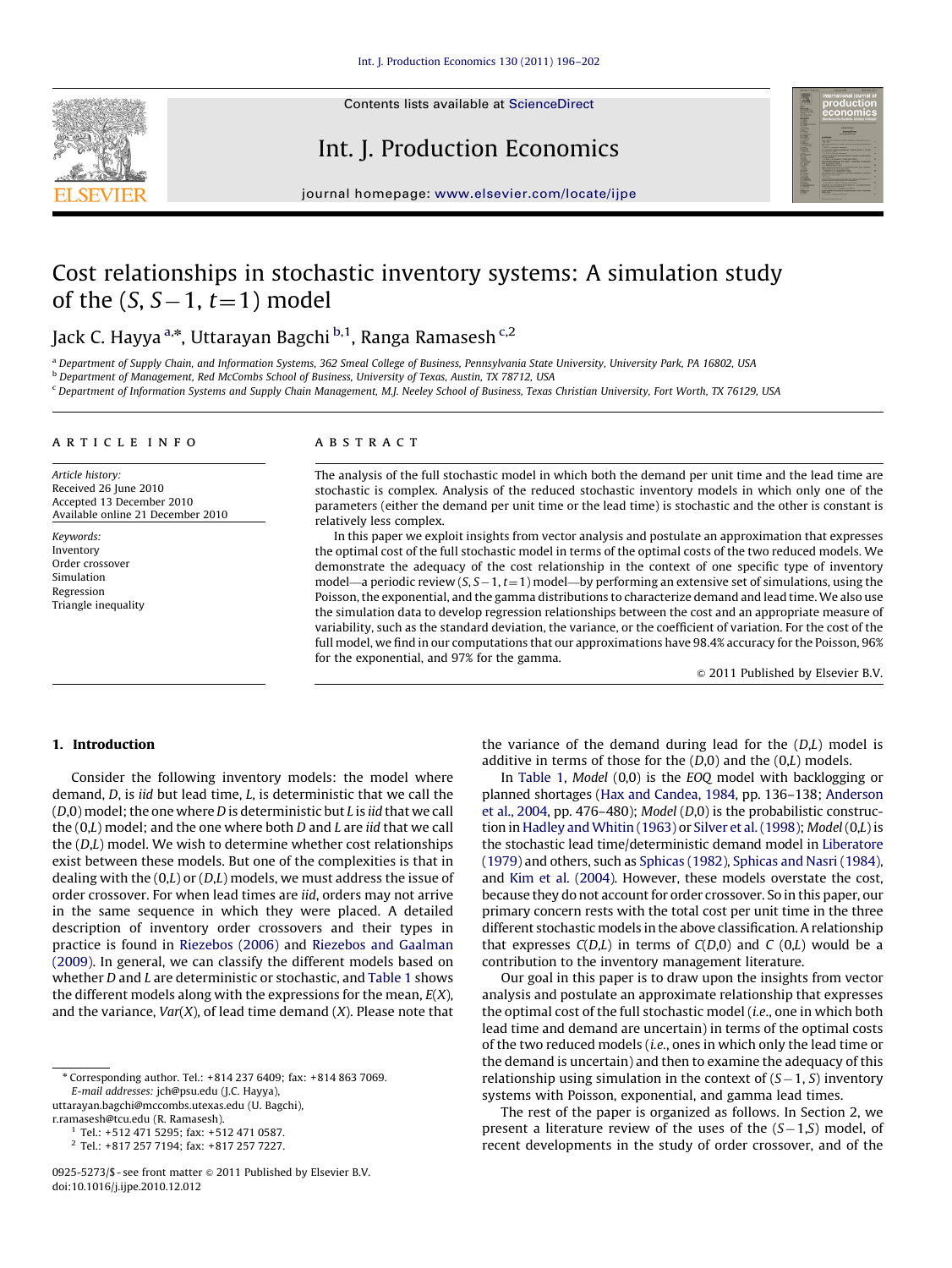# Cost relationships in stochastic inventory systems: A simulation study of the ($S$, $S-1$, $t=1$) model

Jack C. Hayya [a,*], Uttarayan Bagchi [b,1], Ranga Ramasesh [c,2]

[a] Department of Supply Chain, and Information Systems, 362 Smeal College of Business, Pennsylvania State University, University Park, PA 16802, USA

[b] Department of Management, Red McCombs School of Business, University of Texas, Austin, TX 78712, USA

[c] Department of Information Systems and Supply Chain Management, M.J. Neeley School of Business, Texas Christian University, Fort Worth, TX 76129, USA

## ARTICLE INFO

*Article history:*
Received 26 June 2010
Accepted 13 December 2010
Available online 21 December 2010

*Keywords:*
Inventory
Order crossover
Simulation
Regression
Triangle inequality

## ABSTRACT

The analysis of the full stochastic model in which both the demand per unit time and the lead time are stochastic is complex. Analysis of the reduced stochastic inventory models in which only one of the parameters (either the demand per unit time or the lead time) is stochastic and the other is constant is relatively less complex.

In this paper we exploit insights from vector analysis and postulate an approximation that expresses the optimal cost of the full stochastic model in terms of the optimal costs of the two reduced models. We demonstrate the adequacy of the cost relationship in the context of one specific type of inventory model—a periodic review ($S$, $S-1$, $t=1$) model—by performing an extensive set of simulations, using the Poisson, the exponential, and the gamma distributions to characterize demand and lead time. We also use the simulation data to develop regression relationships between the cost and an appropriate measure of variability, such as the standard deviation, the variance, or the coefficient of variation. For the cost of the full model, we find in our computations that our approximations have 98.4% accuracy for the Poisson, 96% for the exponential, and 97% for the gamma.

© 2011 Published by Elsevier B.V.

## 1. Introduction

Consider the following inventory models: the model where demand, $D$, is *iid* but lead time, $L$, is deterministic that we call the ($D$,0) model; the one where $D$ is deterministic but $L$ is *iid* that we call the (0,$L$) model; and the one where both $D$ and $L$ are *iid* that we call the ($D$,$L$) model. We wish to determine whether cost relationships exist between these models. But one of the complexities is that in dealing with the (0,$L$) or ($D$,$L$) models, we must address the issue of order crossover. For when lead times are *iid*, orders may not arrive in the same sequence in which they were placed. A detailed description of inventory order crossovers and their types in practice is found in Riezebos (2006) and Riezebos and Gaalman (2009). In general, we can classify the different models based on whether $D$ and $L$ are deterministic or stochastic, and Table 1 shows the different models along with the expressions for the mean, $E(X)$, and the variance, $Var(X)$, of lead time demand ($X$). Please note that the variance of the demand during lead for the ($D$,$L$) model is additive in terms of those for the ($D$,0) and the (0,$L$) models.

In Table 1, *Model* (0,0) is the *EOQ* model with backlogging or planned shortages (Hax and Candea, 1984, pp. 136–138; Anderson et al., 2004, pp. 476–480); *Model* ($D$,0) is the probabilistic construction in Hadley and Whitin (1963) or Silver et al. (1998); *Model* (0,$L$) is the stochastic lead time/deterministic demand model in Liberatore (1979) and others, such as Sphicas (1982), Sphicas and Nasri (1984), and Kim et al. (2004). However, these models overstate the cost, because they do not account for order crossover. So in this paper, our primary concern rests with the total cost per unit time in the three different stochastic models in the above classification. A relationship that expresses $C(D,L)$ in terms of $C(D,0)$ and $C$ (0,$L$) would be a contribution to the inventory management literature.

Our goal in this paper is to draw upon the insights from vector analysis and postulate an approximate relationship that expresses the optimal cost of the full stochastic model (*i.e.*, one in which both lead time and demand are uncertain) in terms of the optimal costs of the two reduced models (*i.e.*, ones in which only the lead time or the demand is uncertain) and then to examine the adequacy of this relationship using simulation in the context of ($S-1$, $S$) inventory systems with Poisson, exponential, and gamma lead times.

The rest of the paper is organized as follows. In Section 2, we present a literature review of the uses of the ($S-1$,$S$) model, of recent developments in the study of order crossover, and of the

---

* Corresponding author. Tel.: +814 237 6409; fax: +814 863 7069.
*E-mail addresses:* jch@psu.edu (J.C. Hayya), uttarayan.bagchi@mccombs.utexas.edu (U. Bagchi), r.ramasesh@tcu.edu (R. Ramasesh).

[1] Tel.: +512 471 5295; fax: +512 471 0587.

[2] Tel.: +817 257 7194; fax: +817 257 7227.

0925-5273/$ - see front matter © 2011 Published by Elsevier B.V.
doi:10.1016/j.ijpe.2010.12.012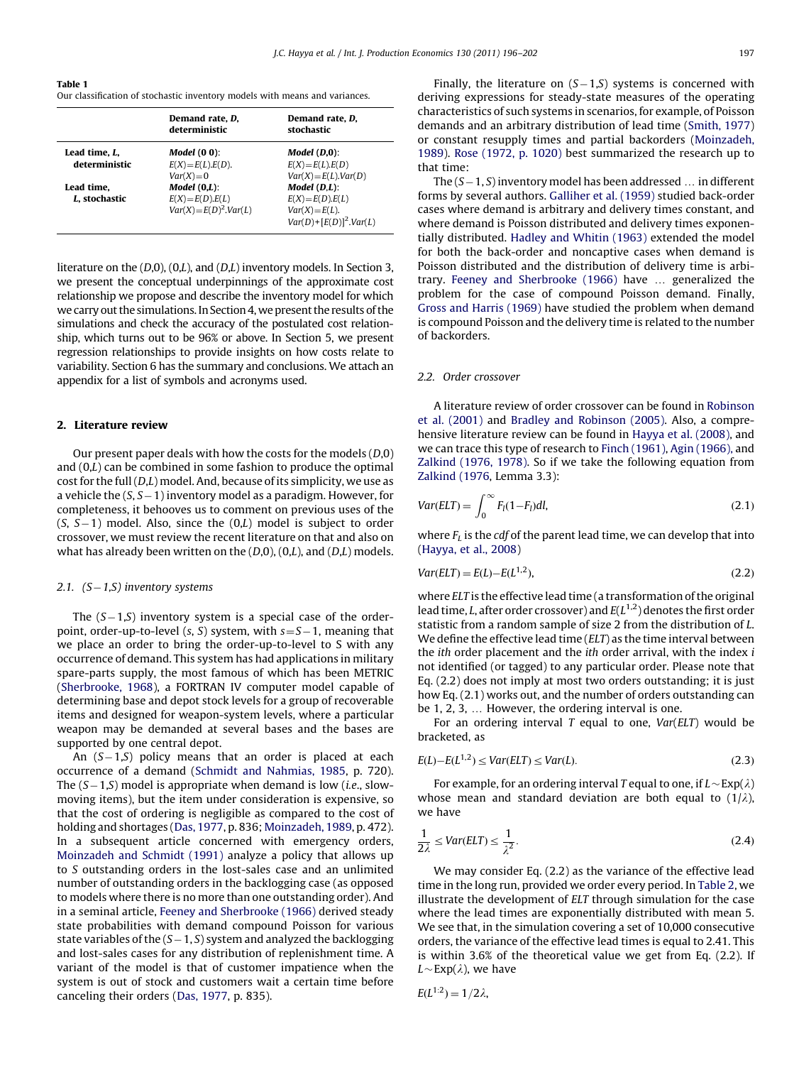**Table 1**
Our classification of stochastic inventory models with means and variances.

| | Demand rate, *D*, deterministic | Demand rate, *D*, stochastic |
|---|---|---|
| **Lead time, *L*, deterministic** | ***Model* (0 0)**: $E(X)=E(L).E(D)$. $Var(X)=0$ | ***Model* (*D*,0)**: $E(X)=E(L).E(D)$ $Var(X)=E(L).Var(D)$ |
| **Lead time, *L*, stochastic** | ***Model* (0,*L*)**: $E(X)=E(D).E(L)$ $Var(X)=E(D)^2.Var(L)$ | ***Model* (*D*,*L*)**: $E(X)=E(D).E(L)$ $Var(X)=E(L).Var(D)+[E(D)]^2.Var(L)$ |

literature on the (*D*,0), (0,*L*), and (*D*,*L*) inventory models. In Section 3, we present the conceptual underpinnings of the approximate cost relationship we propose and describe the inventory model for which we carry out the simulations. In Section 4, we present the results of the simulations and check the accuracy of the postulated cost relationship, which turns out to be 96% or above. In Section 5, we present regression relationships to provide insights on how costs relate to variability. Section 6 has the summary and conclusions. We attach an appendix for a list of symbols and acronyms used.

## 2. Literature review

Our present paper deals with how the costs for the models (*D*,0) and (0,*L*) can be combined in some fashion to produce the optimal cost for the full (*D*,*L*) model. And, because of its simplicity, we use as a vehicle the $(S, S-1)$ inventory model as a paradigm. However, for completeness, it behooves us to comment on previous uses of the $(S, S-1)$ model. Also, since the (0,*L*) model is subject to order crossover, we must review the recent literature on that and also on what has already been written on the (*D*,0), (0,*L*), and (*D*,*L*) models.

### 2.1. $(S-1,S)$ inventory systems

The $(S-1,S)$ inventory system is a special case of the order-point, order-up-to-level $(s, S)$ system, with $s=S-1$, meaning that we place an order to bring the order-up-to-level to S with any occurrence of demand. This system has had applications in military spare-parts supply, the most famous of which has been METRIC (Sherbrooke, 1968), a FORTRAN IV computer model capable of determining base and depot stock levels for a group of recoverable items and designed for weapon-system levels, where a particular weapon may be demanded at several bases and the bases are supported by one central depot.

An $(S-1,S)$ policy means that an order is placed at each occurrence of a demand (Schmidt and Nahmias, 1985, p. 720). The $(S-1,S)$ model is appropriate when demand is low (*i.e.*, slow-moving items), but the item under consideration is expensive, so that the cost of ordering is negligible as compared to the cost of holding and shortages (Das, 1977, p. 836; Moinzadeh, 1989, p. 472). In a subsequent article concerned with emergency orders, Moinzadeh and Schmidt (1991) analyze a policy that allows up to *S* outstanding orders in the lost-sales case and an unlimited number of outstanding orders in the backlogging case (as opposed to models where there is no more than one outstanding order). And in a seminal article, Feeney and Sherbrooke (1966) derived steady state probabilities with demand compound Poisson for various state variables of the $(S-1, S)$ system and analyzed the backlogging and lost-sales cases for any distribution of replenishment time. A variant of the model is that of customer impatience when the system is out of stock and customers wait a certain time before canceling their orders (Das, 1977, p. 835).

Finally, the literature on $(S-1,S)$ systems is concerned with deriving expressions for steady-state measures of the operating characteristics of such systems in scenarios, for example, of Poisson demands and an arbitrary distribution of lead time (Smith, 1977) or constant resupply times and partial backorders (Moinzadeh, 1989). Rose (1972, p. 1020) best summarized the research up to that time:

The $(S-1, S)$ inventory model has been addressed … in different forms by several authors. Galliher et al. (1959) studied back-order cases where demand is arbitrary and delivery times constant, and where demand is Poisson distributed and delivery times exponentially distributed. Hadley and Whitin (1963) extended the model for both the back-order and noncaptive cases when demand is Poisson distributed and the distribution of delivery time is arbitrary. Feeney and Sherbrooke (1966) have … generalized the problem for the case of compound Poisson demand. Finally, Gross and Harris (1969) have studied the problem when demand is compound Poisson and the delivery time is related to the number of backorders.

### 2.2. Order crossover

A literature review of order crossover can be found in Robinson et al. (2001) and Bradley and Robinson (2005). Also, a comprehensive literature review can be found in Hayya et al. (2008), and we can trace this type of research to Finch (1961), Agin (1966), and Zalkind (1976, 1978). So if we take the following equation from Zalkind (1976, Lemma 3.3):

$$Var(ELT) = \int_0^\infty F_l(1-F_l)dl, \tag{2.1}$$

where $F_L$ is the *cdf* of the parent lead time, we can develop that into (Hayya, et al., 2008)

$$Var(ELT) = E(L) - E(L^{1,2}), \tag{2.2}$$

where *ELT* is the effective lead time (a transformation of the original lead time, *L*, after order crossover) and $E(L^{1,2})$ denotes the first order statistic from a random sample of size 2 from the distribution of *L*. We define the effective lead time (*ELT*) as the time interval between the *ith* order placement and the *ith* order arrival, with the index *i* not identified (or tagged) to any particular order. Please note that Eq. (2.2) does not imply at most two orders outstanding; it is just how Eq. (2.1) works out, and the number of orders outstanding can be 1, 2, 3, … However, the ordering interval is one.

For an ordering interval *T* equal to one, *Var*(*ELT*) would be bracketed, as

$$E(L) - E(L^{1,2}) \le Var(ELT) \le Var(L). \tag{2.3}$$

For example, for an ordering interval *T* equal to one, if $L \sim \text{Exp}(\lambda)$ whose mean and standard deviation are both equal to $(1/\lambda)$, we have

$$\frac{1}{2\lambda} \le Var(ELT) \le \frac{1}{\lambda^2}. \tag{2.4}$$

We may consider Eq. (2.2) as the variance of the effective lead time in the long run, provided we order every period. In Table 2, we illustrate the development of *ELT* through simulation for the case where the lead times are exponentially distributed with mean 5. We see that, in the simulation covering a set of 10,000 consecutive orders, the variance of the effective lead times is equal to 2.41. This is within 3.6% of the theoretical value we get from Eq. (2.2). If $L \sim \text{Exp}(\lambda)$, we have

$E(L^{1:2}) = 1/2\lambda,$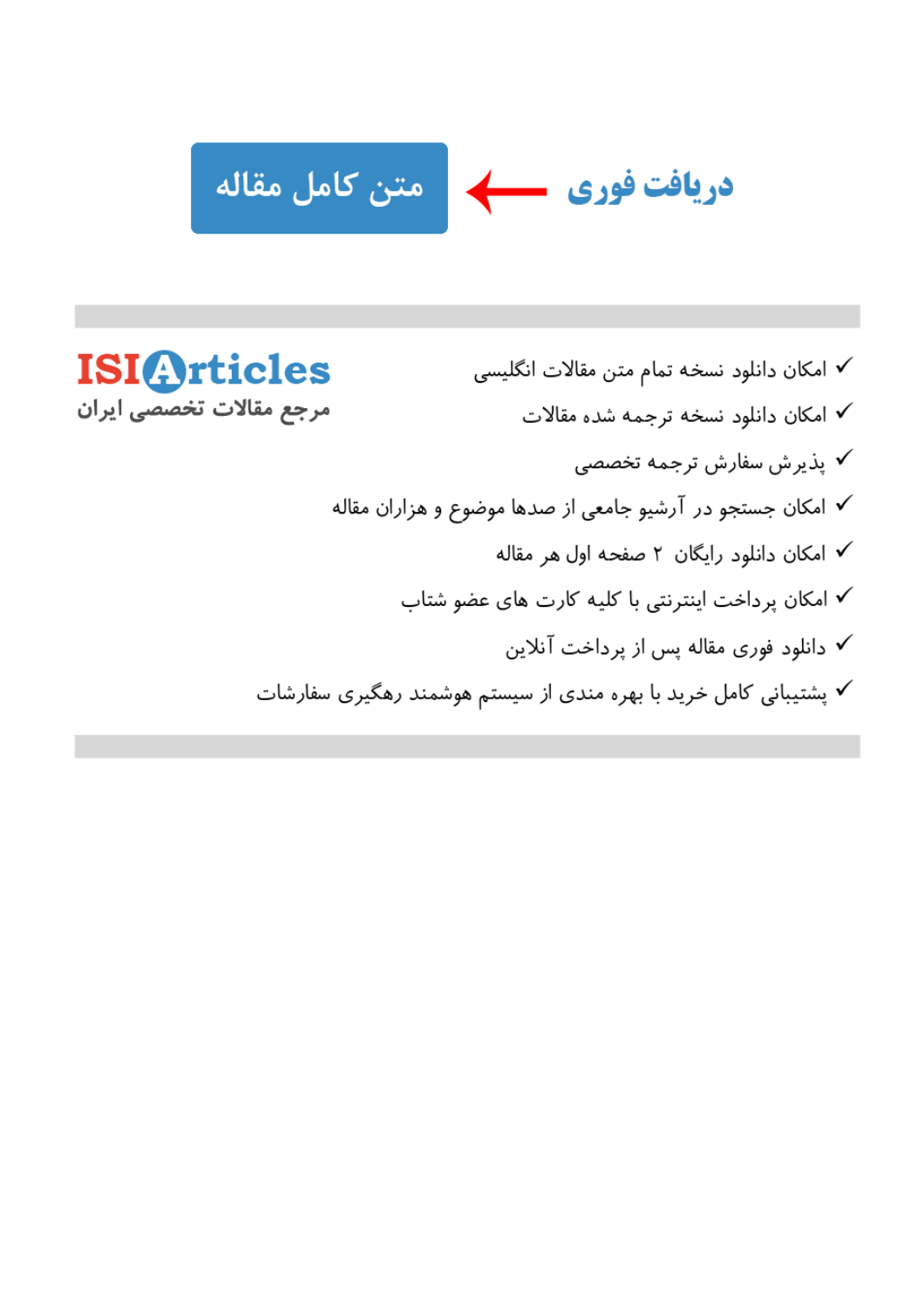دریافت فوری ← متن کامل مقاله

**ISIArticles**
مرجع مقالات تخصصی ایران

- ✓ امکان دانلود نسخه تمام متن مقالات انگلیسی
- ✓ امکان دانلود نسخه ترجمه شده مقالات
- ✓ پذیرش سفارش ترجمه تخصصی
- ✓ امکان جستجو در آرشیو جامعی از صدها موضوع و هزاران مقاله
- ✓ امکان دانلود رایگان ۲ صفحه اول هر مقاله
- ✓ امکان پرداخت اینترنتی با کلیه کارت های عضو شتاب
- ✓ دانلود فوری مقاله پس از پرداخت آنلاین
- ✓ پشتیبانی کامل خرید با بهره مندی از سیستم هوشمند رهگیری سفارشات